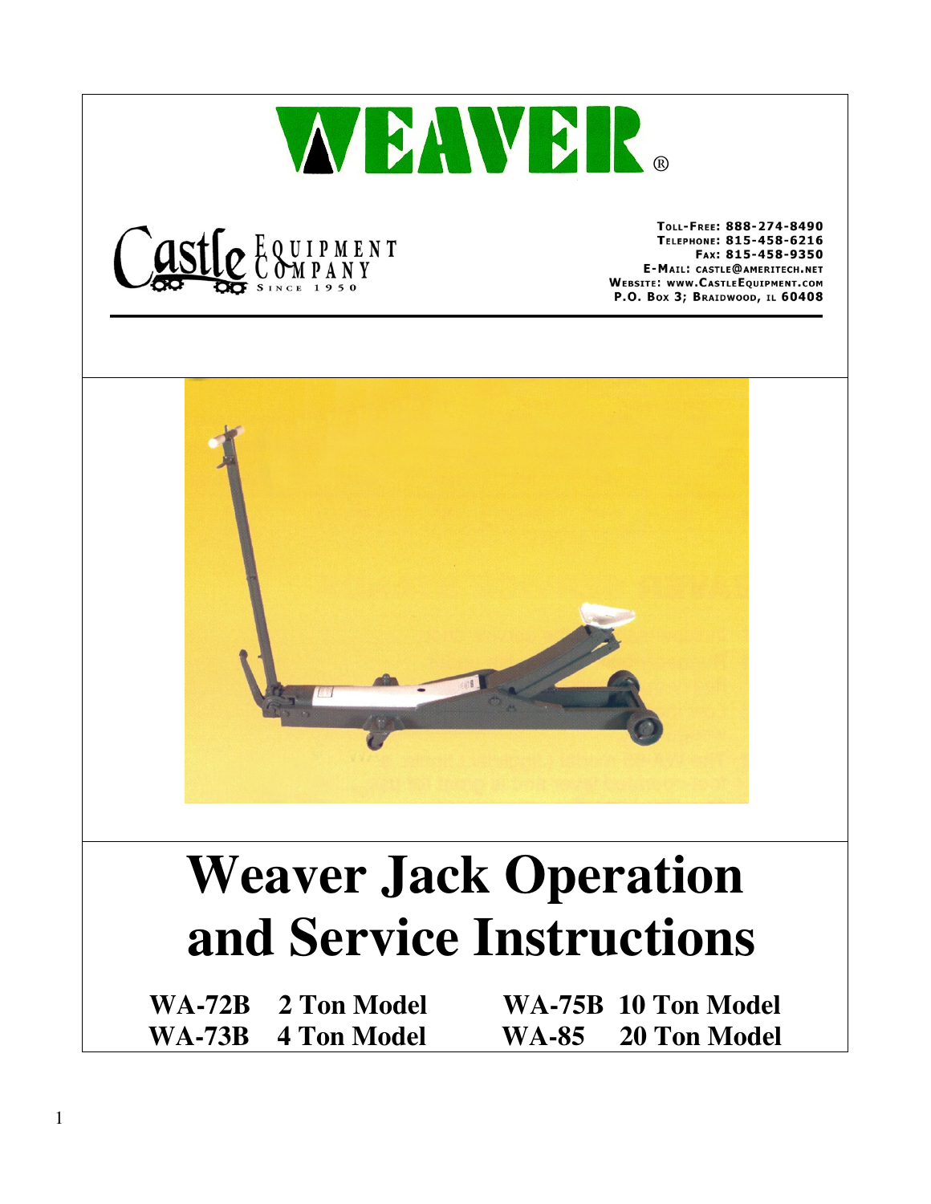# WEAVER®

Castle Equipment Company
Since 1950

Toll-Free: 888-274-8490
Telephone: 815-458-6216
Fax: 815-458-9350
E-Mail: castle@ameritech.net
Website: www.CastleEquipment.com
P.O. Box 3; Braidwood, IL 60408

# Weaver Jack Operation and Service Instructions

| | | | |
|---|---|---|---|
| **WA-72B** | **2 Ton Model** | **WA-75B** | **10 Ton Model** |
| **WA-73B** | **4 Ton Model** | **WA-85** | **20 Ton Model** |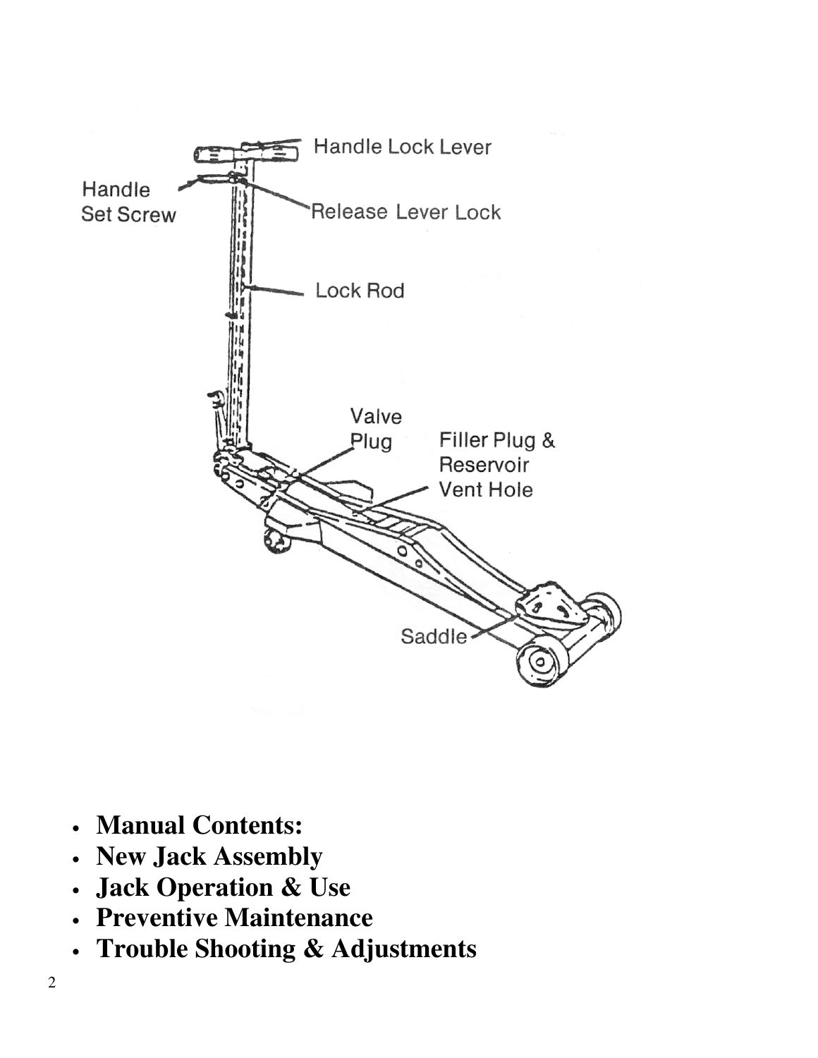- **Manual Contents:**
- **New Jack Assembly**
- **Jack Operation & Use**
- **Preventive Maintenance**
- **Trouble Shooting & Adjustments**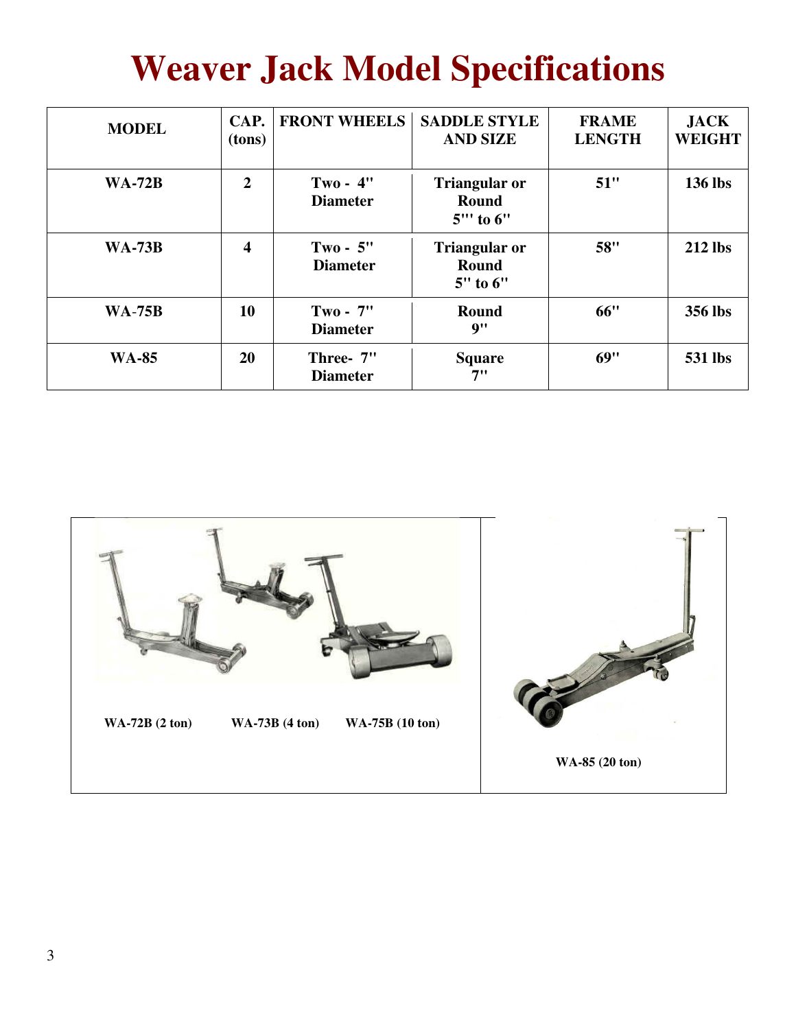# Weaver Jack Model Specifications

| MODEL | CAP. (tons) | FRONT WHEELS | SADDLE STYLE AND SIZE | FRAME LENGTH | JACK WEIGHT |
|---|---|---|---|---|---|
| WA-72B | 2 | Two - 4" Diameter | Triangular or Round 5"' to 6" | 51" | 136 lbs |
| WA-73B | 4 | Two - 5" Diameter | Triangular or Round 5" to 6" | 58" | 212 lbs |
| WA-75B | 10 | Two - 7" Diameter | Round 9" | 66" | 356 lbs |
| WA-85 | 20 | Three- 7" Diameter | Square 7" | 69" | 531 lbs |

WA-72B (2 ton) WA-73B (4 ton) WA-75B (10 ton)

WA-85 (20 ton)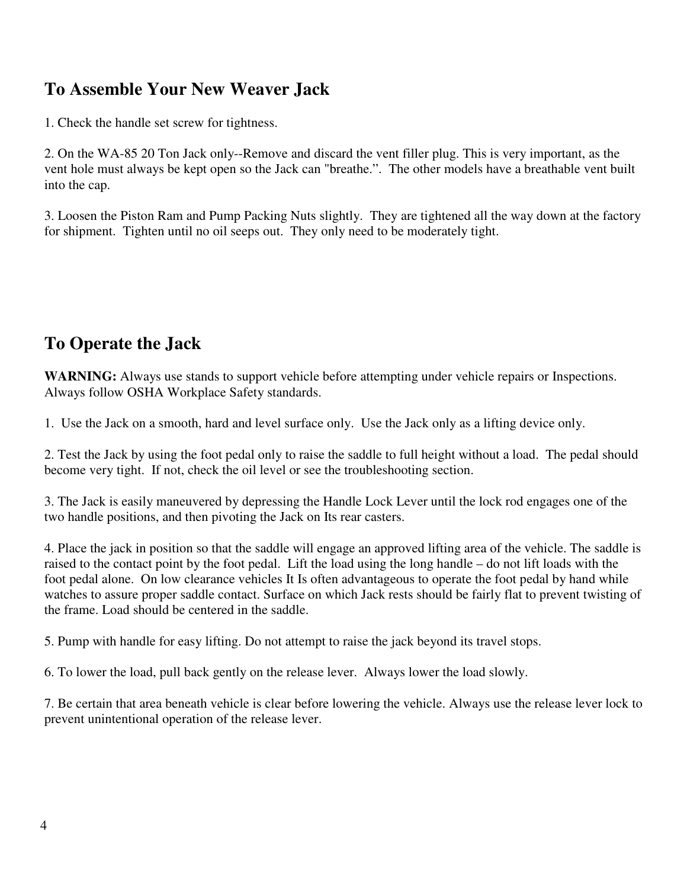## To Assemble Your New Weaver Jack

1. Check the handle set screw for tightness.

2. On the WA-85 20 Ton Jack only--Remove and discard the vent filler plug. This is very important, as the vent hole must always be kept open so the Jack can "breathe.". The other models have a breathable vent built into the cap.

3. Loosen the Piston Ram and Pump Packing Nuts slightly. They are tightened all the way down at the factory for shipment. Tighten until no oil seeps out. They only need to be moderately tight.

## To Operate the Jack

**WARNING:** Always use stands to support vehicle before attempting under vehicle repairs or Inspections. Always follow OSHA Workplace Safety standards.

1. Use the Jack on a smooth, hard and level surface only. Use the Jack only as a lifting device only.

2. Test the Jack by using the foot pedal only to raise the saddle to full height without a load. The pedal should become very tight. If not, check the oil level or see the troubleshooting section.

3. The Jack is easily maneuvered by depressing the Handle Lock Lever until the lock rod engages one of the two handle positions, and then pivoting the Jack on Its rear casters.

4. Place the jack in position so that the saddle will engage an approved lifting area of the vehicle. The saddle is raised to the contact point by the foot pedal. Lift the load using the long handle – do not lift loads with the foot pedal alone. On low clearance vehicles It Is often advantageous to operate the foot pedal by hand while watches to assure proper saddle contact. Surface on which Jack rests should be fairly flat to prevent twisting of the frame. Load should be centered in the saddle.

5. Pump with handle for easy lifting. Do not attempt to raise the jack beyond its travel stops.

6. To lower the load, pull back gently on the release lever. Always lower the load slowly.

7. Be certain that area beneath vehicle is clear before lowering the vehicle. Always use the release lever lock to prevent unintentional operation of the release lever.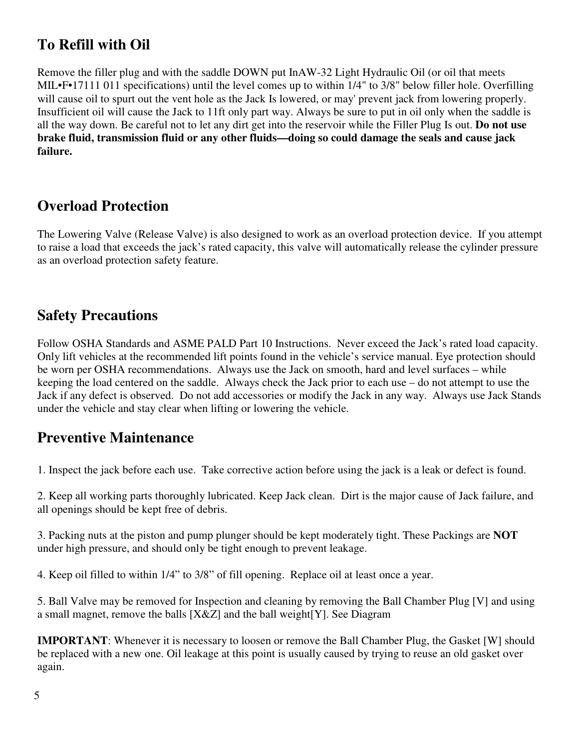## To Refill with Oil

Remove the filler plug and with the saddle DOWN put InAW-32 Light Hydraulic Oil (or oil that meets MIL•F•17111 011 specifications) until the level comes up to within 1/4" to 3/8" below filler hole. Overfilling will cause oil to spurt out the vent hole as the Jack Is lowered, or may' prevent jack from lowering properly. Insufficient oil will cause the Jack to 11ft only part way. Always be sure to put in oil only when the saddle is all the way down. Be careful not to let any dirt get into the reservoir while the Filler Plug Is out. **Do not use brake fluid, transmission fluid or any other fluids—doing so could damage the seals and cause jack failure.**

## Overload Protection

The Lowering Valve (Release Valve) is also designed to work as an overload protection device. If you attempt to raise a load that exceeds the jack's rated capacity, this valve will automatically release the cylinder pressure as an overload protection safety feature.

## Safety Precautions

Follow OSHA Standards and ASME PALD Part 10 Instructions. Never exceed the Jack's rated load capacity. Only lift vehicles at the recommended lift points found in the vehicle's service manual. Eye protection should be worn per OSHA recommendations. Always use the Jack on smooth, hard and level surfaces – while keeping the load centered on the saddle. Always check the Jack prior to each use – do not attempt to use the Jack if any defect is observed. Do not add accessories or modify the Jack in any way. Always use Jack Stands under the vehicle and stay clear when lifting or lowering the vehicle.

## Preventive Maintenance

1. Inspect the jack before each use. Take corrective action before using the jack is a leak or defect is found.

2. Keep all working parts thoroughly lubricated. Keep Jack clean. Dirt is the major cause of Jack failure, and all openings should be kept free of debris.

3. Packing nuts at the piston and pump plunger should be kept moderately tight. These Packings are **NOT** under high pressure, and should only be tight enough to prevent leakage.

4. Keep oil filled to within 1/4" to 3/8" of fill opening. Replace oil at least once a year.

5. Ball Valve may be removed for Inspection and cleaning by removing the Ball Chamber Plug [V] and using a small magnet, remove the balls [X&Z] and the ball weight[Y]. See Diagram

**IMPORTANT**: Whenever it is necessary to loosen or remove the Ball Chamber Plug, the Gasket [W] should be replaced with a new one. Oil leakage at this point is usually caused by trying to reuse an old gasket over again.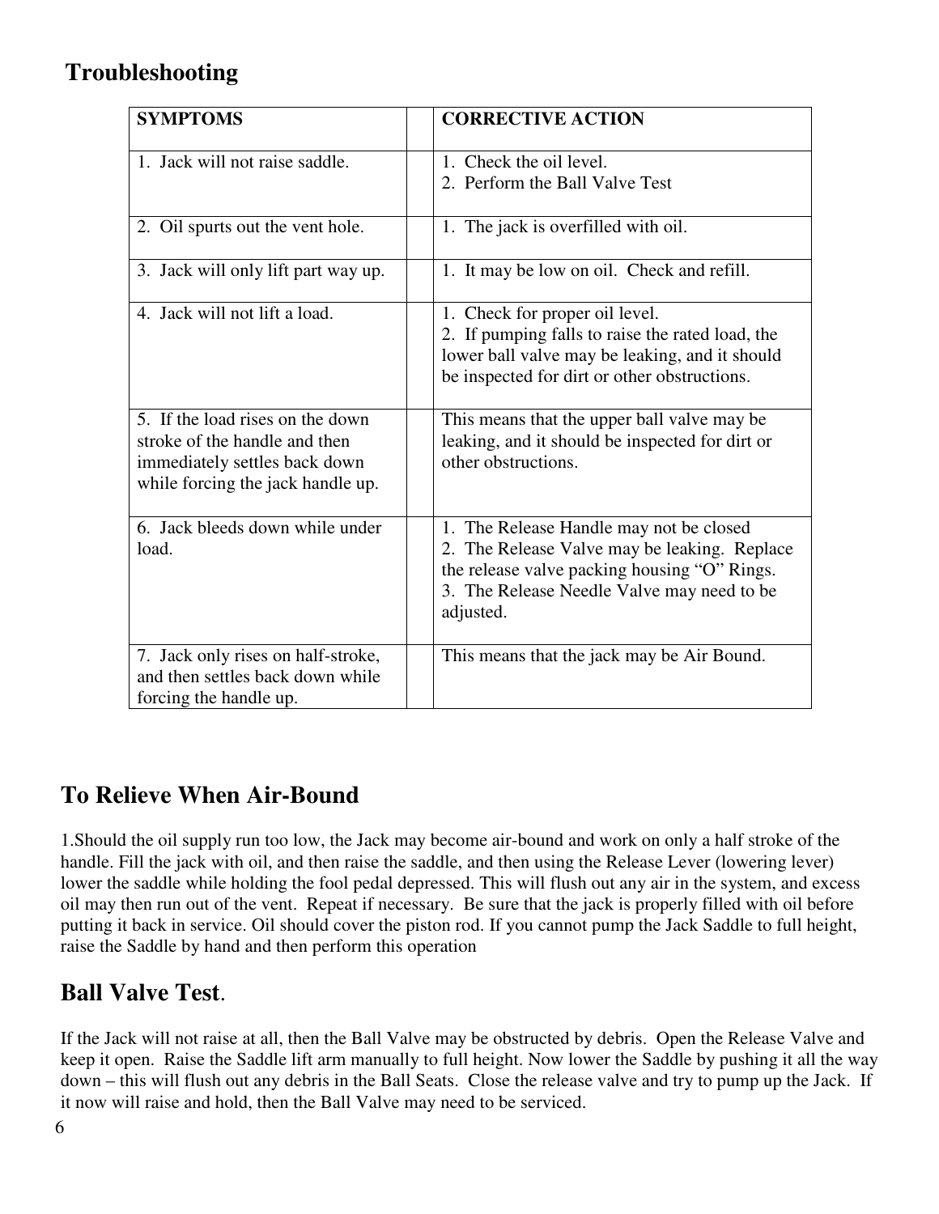## Troubleshooting

| SYMPTOMS | | CORRECTIVE ACTION |
|---|---|---|
| 1. Jack will not raise saddle. | | 1. Check the oil level.<br>2. Perform the Ball Valve Test |
| 2. Oil spurts out the vent hole. | | 1. The jack is overfilled with oil. |
| 3. Jack will only lift part way up. | | 1. It may be low on oil. Check and refill. |
| 4. Jack will not lift a load. | | 1. Check for proper oil level.<br>2. If pumping falls to raise the rated load, the lower ball valve may be leaking, and it should be inspected for dirt or other obstructions. |
| 5. If the load rises on the down stroke of the handle and then immediately settles back down while forcing the jack handle up. | | This means that the upper ball valve may be leaking, and it should be inspected for dirt or other obstructions. |
| 6. Jack bleeds down while under load. | | 1. The Release Handle may not be closed<br>2. The Release Valve may be leaking. Replace the release valve packing housing "O" Rings.<br>3. The Release Needle Valve may need to be adjusted. |
| 7. Jack only rises on half-stroke, and then settles back down while forcing the handle up. | | This means that the jack may be Air Bound. |

## To Relieve When Air-Bound

1.Should the oil supply run too low, the Jack may become air-bound and work on only a half stroke of the handle. Fill the jack with oil, and then raise the saddle, and then using the Release Lever (lowering lever) lower the saddle while holding the fool pedal depressed. This will flush out any air in the system, and excess oil may then run out of the vent. Repeat if necessary. Be sure that the jack is properly filled with oil before putting it back in service. Oil should cover the piston rod. If you cannot pump the Jack Saddle to full height, raise the Saddle by hand and then perform this operation

## Ball Valve Test.

If the Jack will not raise at all, then the Ball Valve may be obstructed by debris. Open the Release Valve and keep it open. Raise the Saddle lift arm manually to full height. Now lower the Saddle by pushing it all the way down – this will flush out any debris in the Ball Seats. Close the release valve and try to pump up the Jack. If it now will raise and hold, then the Ball Valve may need to be serviced.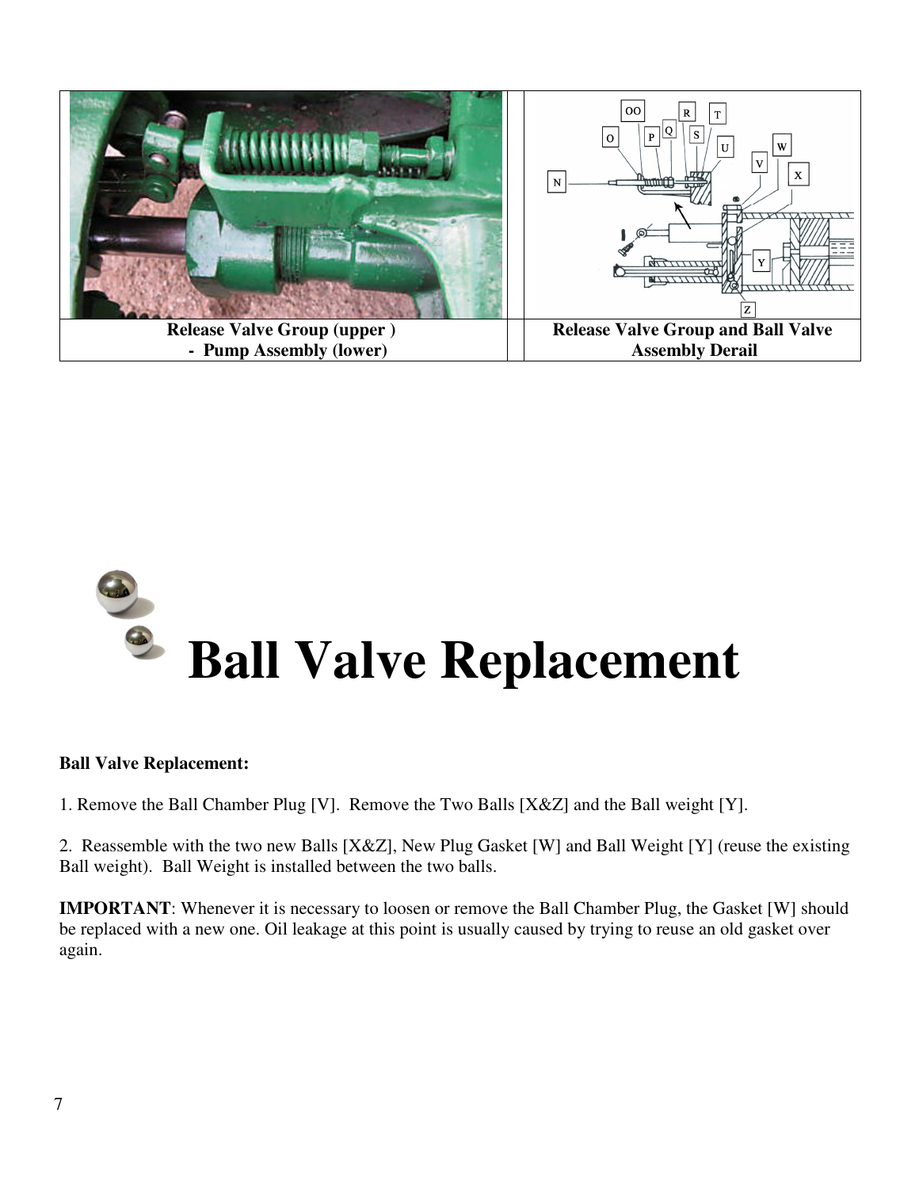| Release Valve Group (upper ) - Pump Assembly (lower) | Release Valve Group and Ball Valve Assembly Derail |
| --- | --- |

# Ball Valve Replacement

**Ball Valve Replacement:**

1. Remove the Ball Chamber Plug [V]. Remove the Two Balls [X&Z] and the Ball weight [Y].

2. Reassemble with the two new Balls [X&Z], New Plug Gasket [W] and Ball Weight [Y] (reuse the existing Ball weight). Ball Weight is installed between the two balls.

**IMPORTANT**: Whenever it is necessary to loosen or remove the Ball Chamber Plug, the Gasket [W] should be replaced with a new one. Oil leakage at this point is usually caused by trying to reuse an old gasket over again.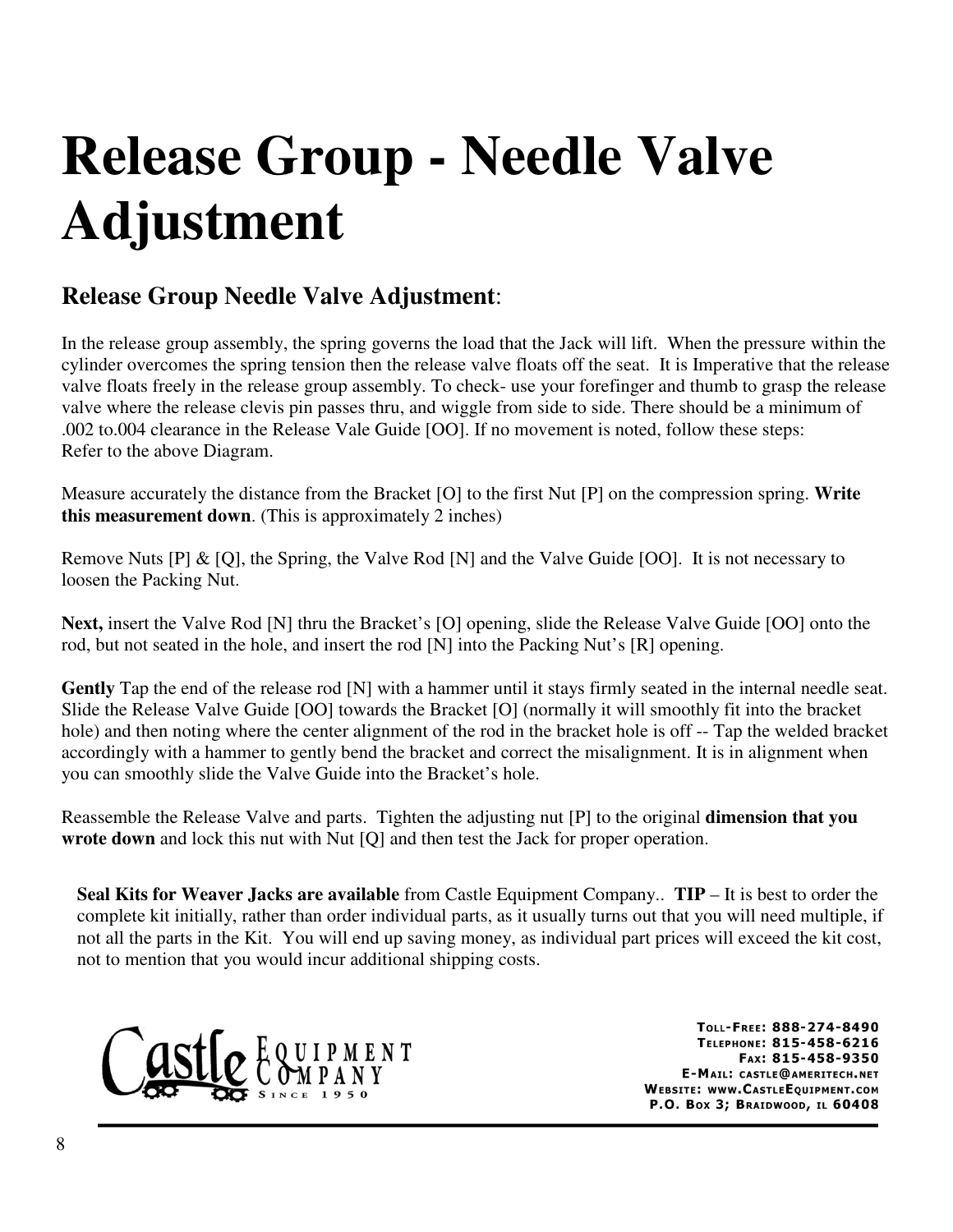# Release Group - Needle Valve Adjustment

## Release Group Needle Valve Adjustment:

In the release group assembly, the spring governs the load that the Jack will lift. When the pressure within the cylinder overcomes the spring tension then the release valve floats off the seat. It is Imperative that the release valve floats freely in the release group assembly. To check- use your forefinger and thumb to grasp the release valve where the release clevis pin passes thru, and wiggle from side to side. There should be a minimum of .002 to.004 clearance in the Release Vale Guide [OO]. If no movement is noted, follow these steps:
Refer to the above Diagram.

Measure accurately the distance from the Bracket [O] to the first Nut [P] on the compression spring. **Write this measurement down**. (This is approximately 2 inches)

Remove Nuts [P] & [Q], the Spring, the Valve Rod [N] and the Valve Guide [OO]. It is not necessary to loosen the Packing Nut.

**Next,** insert the Valve Rod [N] thru the Bracket's [O] opening, slide the Release Valve Guide [OO] onto the rod, but not seated in the hole, and insert the rod [N] into the Packing Nut's [R] opening.

**Gently** Tap the end of the release rod [N] with a hammer until it stays firmly seated in the internal needle seat. Slide the Release Valve Guide [OO] towards the Bracket [O] (normally it will smoothly fit into the bracket hole) and then noting where the center alignment of the rod in the bracket hole is off -- Tap the welded bracket accordingly with a hammer to gently bend the bracket and correct the misalignment. It is in alignment when you can smoothly slide the Valve Guide into the Bracket's hole.

Reassemble the Release Valve and parts. Tighten the adjusting nut [P] to the original **dimension that you wrote down** and lock this nut with Nut [Q] and then test the Jack for proper operation.

**Seal Kits for Weaver Jacks are available** from Castle Equipment Company.. **TIP** – It is best to order the complete kit initially, rather than order individual parts, as it usually turns out that you will need multiple, if not all the parts in the Kit. You will end up saving money, as individual part prices will exceed the kit cost, not to mention that you would incur additional shipping costs.

Castle Equipment Company Since 1950

TOLL-FREE: 888-274-8490
TELEPHONE: 815-458-6216
FAX: 815-458-9350
E-MAIL: CASTLE@AMERITECH.NET
WEBSITE: WWW.CASTLEEQUIPMENT.COM
P.O. BOX 3; BRAIDWOOD, IL 60408